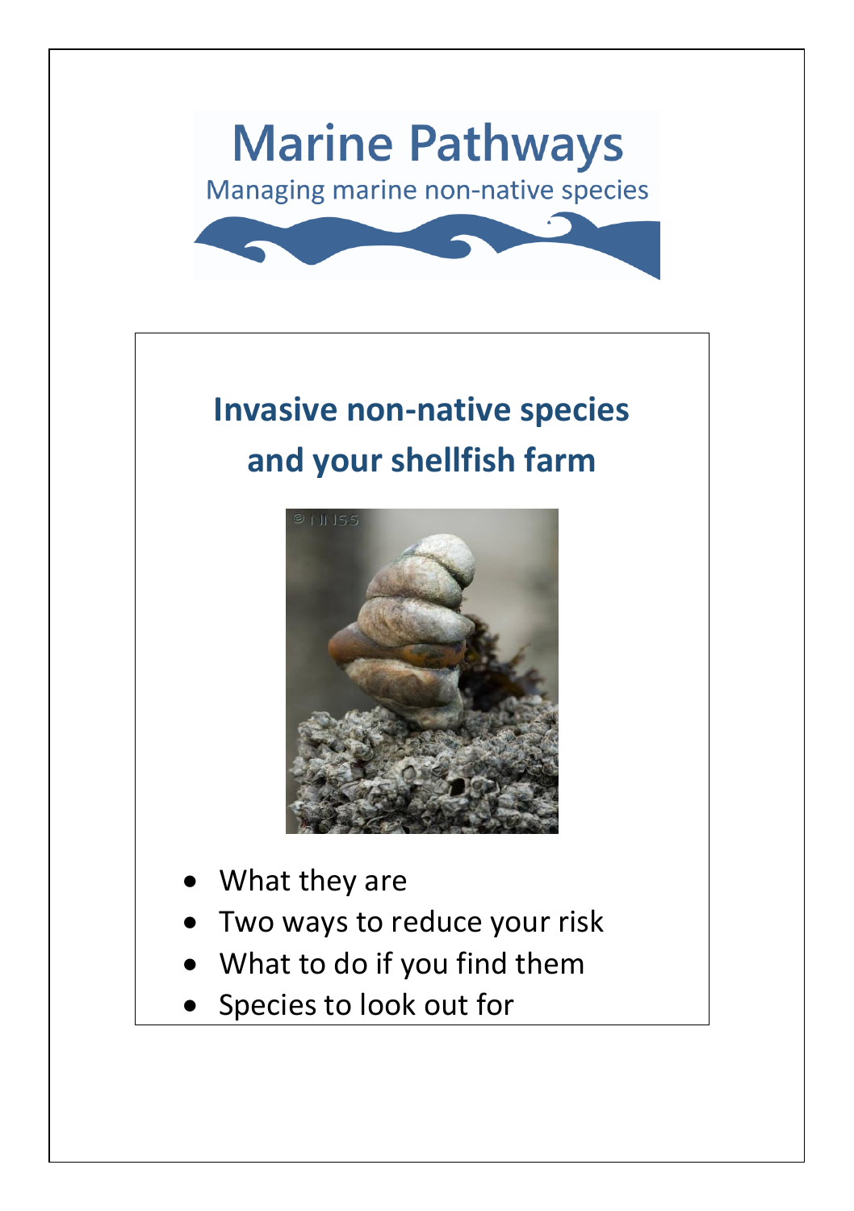# Marine Pathways

Managing marine non-native species

## Invasive non-native species and your shellfish farm

- What they are
- Two ways to reduce your risk
- What to do if you find them
- Species to look out for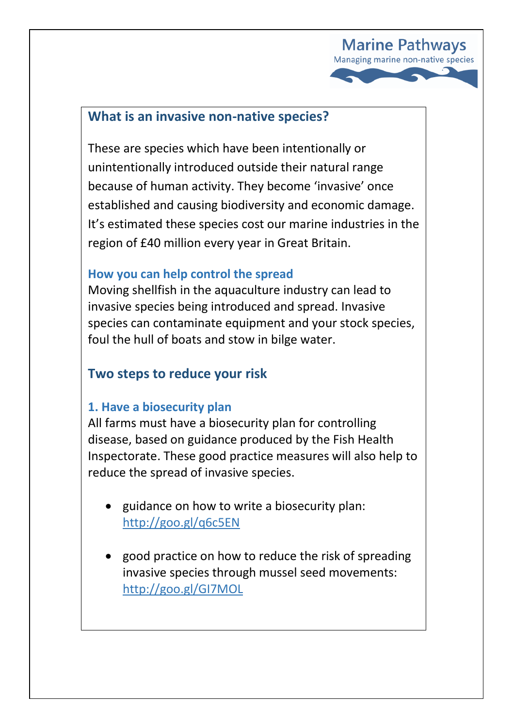## What is an invasive non-native species?

These are species which have been intentionally or unintentionally introduced outside their natural range because of human activity. They become 'invasive' once established and causing biodiversity and economic damage. It's estimated these species cost our marine industries in the region of £40 million every year in Great Britain.

### How you can help control the spread

Moving shellfish in the aquaculture industry can lead to invasive species being introduced and spread. Invasive species can contaminate equipment and your stock species, foul the hull of boats and stow in bilge water.

## Two steps to reduce your risk

### 1. Have a biosecurity plan

All farms must have a biosecurity plan for controlling disease, based on guidance produced by the Fish Health Inspectorate. These good practice measures will also help to reduce the spread of invasive species.

- guidance on how to write a biosecurity plan: http://goo.gl/q6c5EN
- good practice on how to reduce the risk of spreading invasive species through mussel seed movements: http://goo.gl/GI7MOL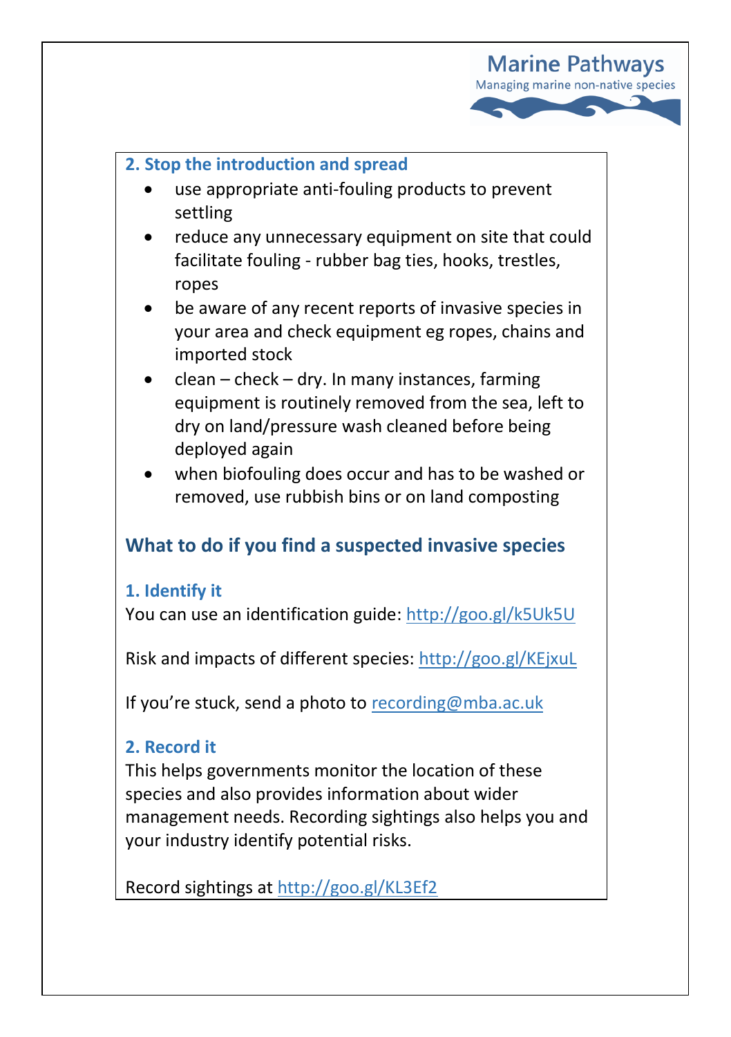### 2. Stop the introduction and spread

- use appropriate anti-fouling products to prevent settling
- reduce any unnecessary equipment on site that could facilitate fouling - rubber bag ties, hooks, trestles, ropes
- be aware of any recent reports of invasive species in your area and check equipment eg ropes, chains and imported stock
- clean – check – dry. In many instances, farming equipment is routinely removed from the sea, left to dry on land/pressure wash cleaned before being deployed again
- when biofouling does occur and has to be washed or removed, use rubbish bins or on land composting

## What to do if you find a suspected invasive species

### 1. Identify it

You can use an identification guide: http://goo.gl/k5Uk5U

Risk and impacts of different species: http://goo.gl/KEjxuL

If you're stuck, send a photo to recording@mba.ac.uk

### 2. Record it

This helps governments monitor the location of these species and also provides information about wider management needs. Recording sightings also helps you and your industry identify potential risks.

Record sightings at http://goo.gl/KL3Ef2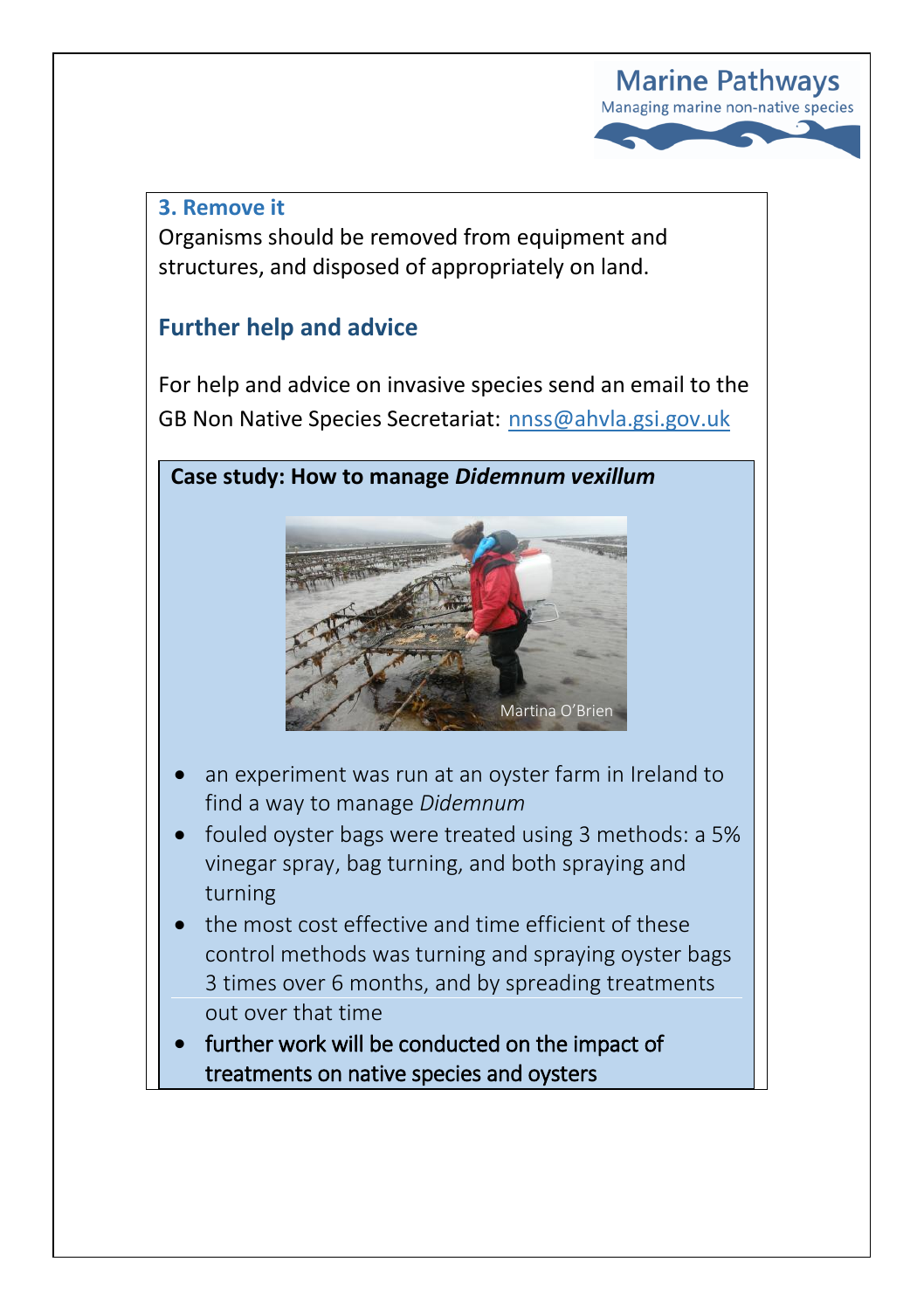### 3. Remove it

Organisms should be removed from equipment and structures, and disposed of appropriately on land.

## Further help and advice

For help and advice on invasive species send an email to the GB Non Native Species Secretariat: nnss@ahvla.gsi.gov.uk

**Case study: How to manage *Didemnum vexillum***

Martina O'Brien

- an experiment was run at an oyster farm in Ireland to find a way to manage *Didemnum*
- fouled oyster bags were treated using 3 methods: a 5% vinegar spray, bag turning, and both spraying and turning
- the most cost effective and time efficient of these control methods was turning and spraying oyster bags 3 times over 6 months, and by spreading treatments out over that time
- further work will be conducted on the impact of treatments on native species and oysters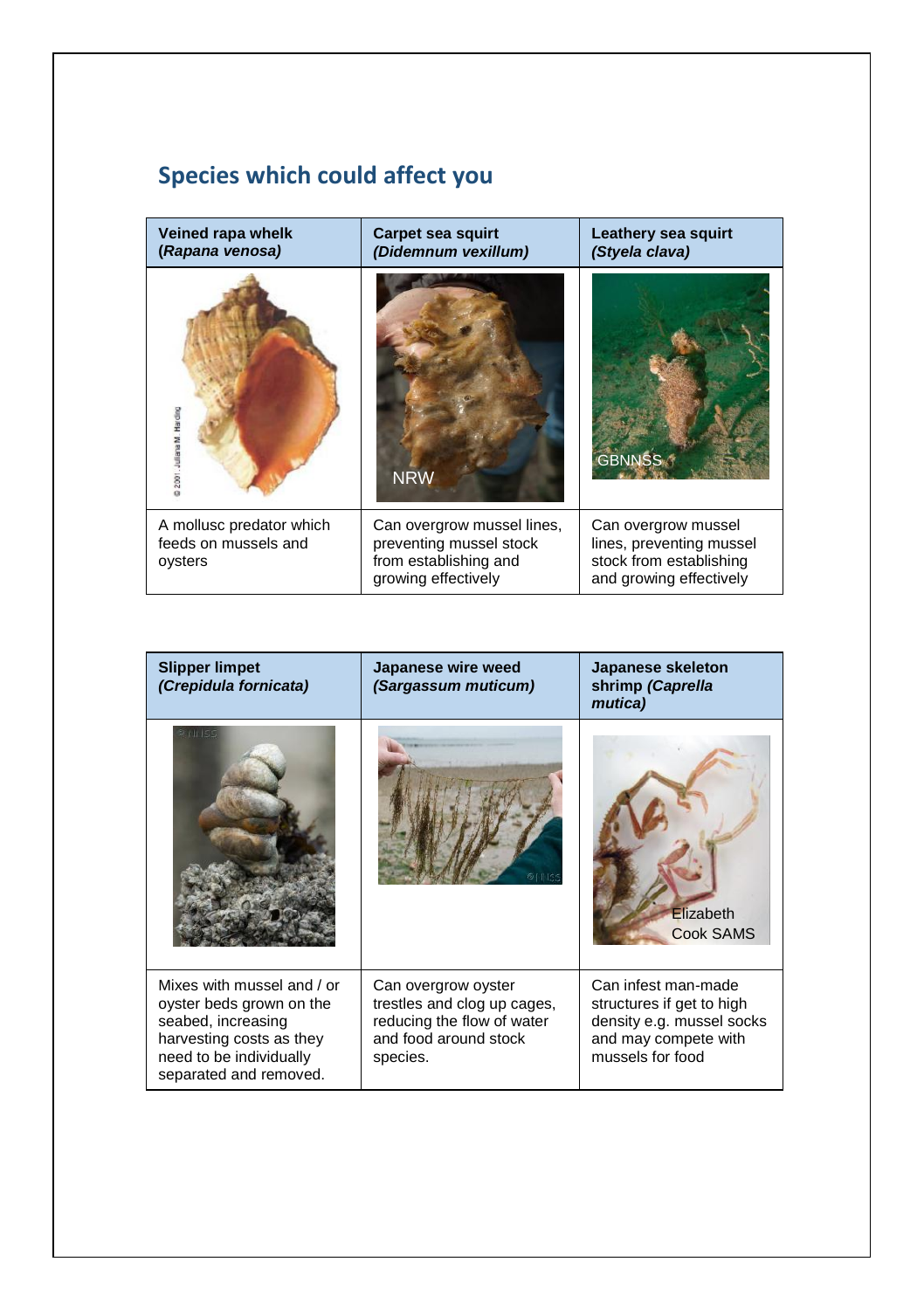## Species which could affect you

| Veined rapa whelk (*Rapana venosa*) | Carpet sea squirt (*Didemnum vexillum*) | Leathery sea squirt (*Styela clava*) |
|---|---|---|
| © 2001 Juliana M. Harding | NRW | GBNNSS |
| A mollusc predator which feeds on mussels and oysters | Can overgrow mussel lines, preventing mussel stock from establishing and growing effectively | Can overgrow mussel lines, preventing mussel stock from establishing and growing effectively |

| Slipper limpet (*Crepidula fornicata*) | Japanese wire weed (*Sargassum muticum*) | Japanese skeleton shrimp (*Caprella mutica*) |
|---|---|---|
| © NNSS | © NNSS | Elizabeth Cook SAMS |
| Mixes with mussel and / or oyster beds grown on the seabed, increasing harvesting costs as they need to be individually separated and removed. | Can overgrow oyster trestles and clog up cages, reducing the flow of water and food around stock species. | Can infest man-made structures if get to high density e.g. mussel socks and may compete with mussels for food |